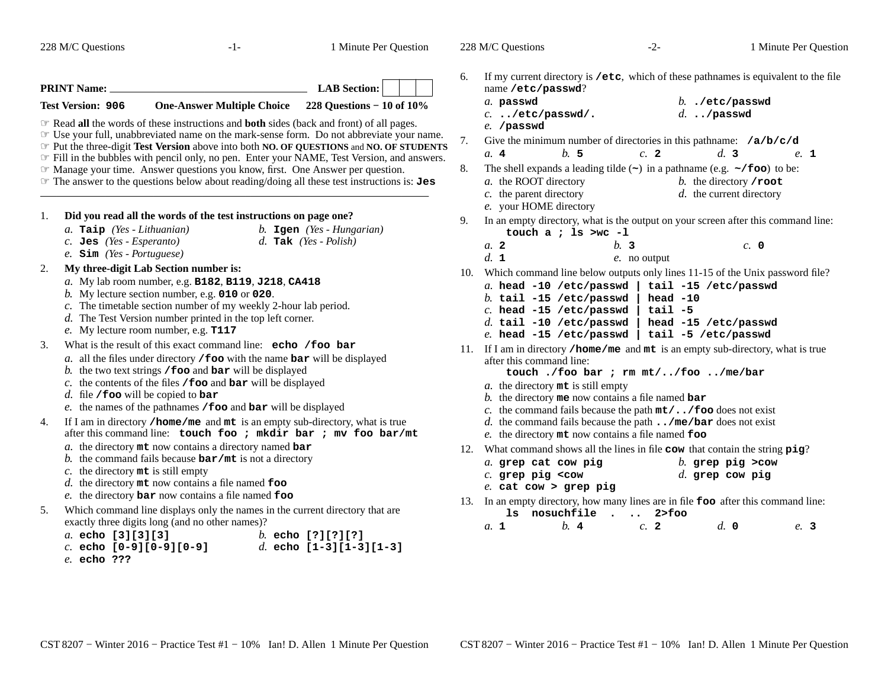**PRINT Name:** ______________________________ **LAB Section:** | | | |

**Test Version: 906** **One-Answer Multiple Choice** **228 Questions − 10 of 10%**

☞ Read **all** the words of these instructions and **both** sides (back and front) of all pages.
☞ Use your full, unabbreviated name on the mark-sense form. Do not abbreviate your name.
☞ Put the three-digit **Test Version** above into both **NO. OF QUESTIONS** and **NO. OF STUDENTS**
☞ Fill in the bubbles with pencil only, no pen. Enter your NAME, Test Version, and answers.
☞ Manage your time. Answer questions you know, first. One Answer per question.
☞ The answer to the questions below about reading/doing all these test instructions is: **Jes**

---

1. **Did you read all the words of the test instructions on page one?**
   *a.* **Taip** *(Yes - Lithuanian)*
   *b.* **Igen** *(Yes - Hungarian)*
   *c.* **Jes** *(Yes - Esperanto)*
   *d.* **Tak** *(Yes - Polish)*
   *e.* **Sim** *(Yes - Portuguese)*

2. **My three-digit Lab Section number is:**
   *a.* My lab room number, e.g. **B182**, **B119**, **J218**, **CA418**
   *b.* My lecture section number, e.g. **010** or **020**.
   *c.* The timetable section number of my weekly 2-hour lab period.
   *d.* The Test Version number printed in the top left corner.
   *e.* My lecture room number, e.g. **T117**

3. What is the result of this exact command line: **echo /foo bar**
   *a.* all the files under directory **/foo** with the name **bar** will be displayed
   *b.* the two text strings **/foo** and **bar** will be displayed
   *c.* the contents of the files **/foo** and **bar** will be displayed
   *d.* file **/foo** will be copied to **bar**
   *e.* the names of the pathnames **/foo** and **bar** will be displayed

4. If I am in directory **/home/me** and **mt** is an empty sub-directory, what is true after this command line: **touch foo ; mkdir bar ; mv foo bar/mt**
   *a.* the directory **mt** now contains a directory named **bar**
   *b.* the command fails because **bar/mt** is not a directory
   *c.* the directory **mt** is still empty
   *d.* the directory **mt** now contains a file named **foo**
   *e.* the directory **bar** now contains a file named **foo**

5. Which command line displays only the names in the current directory that are exactly three digits long (and no other names)?
   *a.* **echo [3][3][3]**
   *b.* **echo [?][?][?]**
   *c.* **echo [0-9][0-9][0-9]**
   *d.* **echo [1-3][1-3][1-3]**
   *e.* **echo ???**

6. If my current directory is **/etc**, which of these pathnames is equivalent to the file name **/etc/passwd**?
   *a.* **passwd**
   *b.* **./etc/passwd**
   *c.* **../etc/passwd/.**
   *d.* **../passwd**
   *e.* **/passwd**

7. Give the minimum number of directories in this pathname: **/a/b/c/d**
   *a.* **4** *b.* **5** *c.* **2** *d.* **3** *e.* **1**

8. The shell expands a leading tilde (**~**) in a pathname (e.g. **~/foo**) to be:
   *a.* the ROOT directory
   *b.* the directory **/root**
   *c.* the parent directory
   *d.* the current directory
   *e.* your HOME directory

9. In an empty directory, what is the output on your screen after this command line:
   **touch a ; ls >wc -l**
   *a.* **2** *b.* **3** *c.* **0**
   *d.* **1** *e.* no output

10. Which command line below outputs only lines 11-15 of the Unix password file?
    *a.* **head -10 /etc/passwd | tail -15 /etc/passwd**
    *b.* **tail -15 /etc/passwd | head -10**
    *c.* **head -15 /etc/passwd | tail -5**
    *d.* **tail -10 /etc/passwd | head -15 /etc/passwd**
    *e.* **head -15 /etc/passwd | tail -5 /etc/passwd**

11. If I am in directory **/home/me** and **mt** is an empty sub-directory, what is true after this command line:
    **touch ./foo bar ; rm mt/../foo ../me/bar**
    *a.* the directory **mt** is still empty
    *b.* the directory **me** now contains a file named **bar**
    *c.* the command fails because the path **mt/../foo** does not exist
    *d.* the command fails because the path **../me/bar** does not exist
    *e.* the directory **mt** now contains a file named **foo**

12. What command shows all the lines in file **cow** that contain the string **pig**?
    *a.* **grep cat cow pig**
    *b.* **grep pig >cow**
    *c.* **grep pig <cow**
    *d.* **grep cow pig**
    *e.* **cat cow > grep pig**

13. In an empty directory, how many lines are in file **foo** after this command line:
    **ls nosuchfile . .. 2>foo**
    *a.* **1** *b.* **4** *c.* **2** *d.* **0** *e.* **3**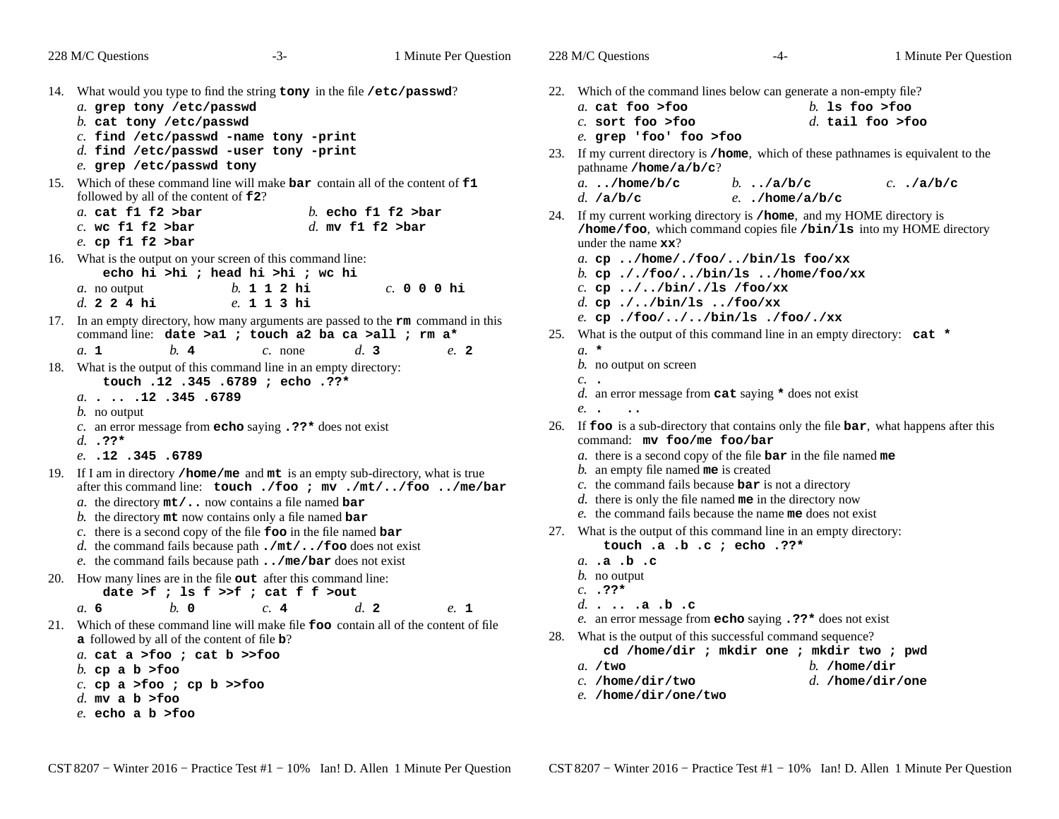14. What would you type to find the string **tony** in the file **/etc/passwd**?
    *a.* **grep tony /etc/passwd**
    *b.* **cat tony /etc/passwd**
    *c.* **find /etc/passwd -name tony -print**
    *d.* **find /etc/passwd -user tony -print**
    *e.* **grep /etc/passwd tony**

15. Which of these command line will make **bar** contain all of the content of **f1** followed by all of the content of **f2**?
    *a.* **cat f1 f2 >bar**
    *b.* **echo f1 f2 >bar**
    *c.* **wc f1 f2 >bar**
    *d.* **mv f1 f2 >bar**
    *e.* **cp f1 f2 >bar**

16. What is the output on your screen of this command line:
    **echo hi >hi ; head hi >hi ; wc hi**
    *a.* no output
    *b.* **1 1 2 hi**
    *c.* **0 0 0 hi**
    *d.* **2 2 4 hi**
    *e.* **1 1 3 hi**

17. In an empty directory, how many arguments are passed to the **rm** command in this command line: **date >a1 ; touch a2 ba ca >all ; rm a***
    *a.* **1**
    *b.* **4**
    *c.* none
    *d.* **3**
    *e.* **2**

18. What is the output of this command line in an empty directory:
    **touch .12 .345 .6789 ; echo .??***
    *a.* **. .. .12 .345 .6789**
    *b.* no output
    *c.* an error message from **echo** saying **.??*** does not exist
    *d.* **.??***
    *e.* **.12 .345 .6789**

19. If I am in directory **/home/me** and **mt** is an empty sub-directory, what is true after this command line: **touch ./foo ; mv ./mt/../foo ../me/bar**
    *a.* the directory **mt/..** now contains a file named **bar**
    *b.* the directory **mt** now contains only a file named **bar**
    *c.* there is a second copy of the file **foo** in the file named **bar**
    *d.* the command fails because path **./mt/../foo** does not exist
    *e.* the command fails because path **../me/bar** does not exist

20. How many lines are in the file **out** after this command line:
    **date >f ; ls f >>f ; cat f f >out**
    *a.* **6**
    *b.* **0**
    *c.* **4**
    *d.* **2**
    *e.* **1**

21. Which of these command line will make file **foo** contain all of the content of file **a** followed by all of the content of file **b**?
    *a.* **cat a >foo ; cat b >>foo**
    *b.* **cp a b >foo**
    *c.* **cp a >foo ; cp b >>foo**
    *d.* **mv a b >foo**
    *e.* **echo a b >foo**

22. Which of the command lines below can generate a non-empty file?
    *a.* **cat foo >foo**
    *b.* **ls foo >foo**
    *c.* **sort foo >foo**
    *d.* **tail foo >foo**
    *e.* **grep 'foo' foo >foo**

23. If my current directory is **/home**, which of these pathnames is equivalent to the pathname **/home/a/b/c**?
    *a.* **../home/b/c**
    *b.* **../a/b/c**
    *c.* **./a/b/c**
    *d.* **/a/b/c**
    *e.* **./home/a/b/c**

24. If my current working directory is **/home**, and my HOME directory is **/home/foo**, which command copies file **/bin/ls** into my HOME directory under the name **xx**?
    *a.* **cp ../home/./foo/../bin/ls foo/xx**
    *b.* **cp ././foo/../bin/ls ../home/foo/xx**
    *c.* **cp ../../bin/./ls /foo/xx**
    *d.* **cp ./../bin/ls ../foo/xx**
    *e.* **cp ./foo/../../bin/ls ./foo/./xx**

25. What is the output of this command line in an empty directory: **cat ***
    *a.* *****
    *b.* no output on screen
    *c.* **.**
    *d.* an error message from **cat** saying ***** does not exist
    *e.* **. ..**

26. If **foo** is a sub-directory that contains only the file **bar**, what happens after this command: **mv foo/me foo/bar**
    *a.* there is a second copy of the file **bar** in the file named **me**
    *b.* an empty file named **me** is created
    *c.* the command fails because **bar** is not a directory
    *d.* there is only the file named **me** in the directory now
    *e.* the command fails because the name **me** does not exist

27. What is the output of this command line in an empty directory:
    **touch .a .b .c ; echo .??***
    *a.* **.a .b .c**
    *b.* no output
    *c.* **.??***
    *d.* **. .. .a .b .c**
    *e.* an error message from **echo** saying **.??*** does not exist

28. What is the output of this successful command sequence?
    **cd /home/dir ; mkdir one ; mkdir two ; pwd**
    *a.* **/two**
    *b.* **/home/dir**
    *c.* **/home/dir/two**
    *d.* **/home/dir/one**
    *e.* **/home/dir/one/two**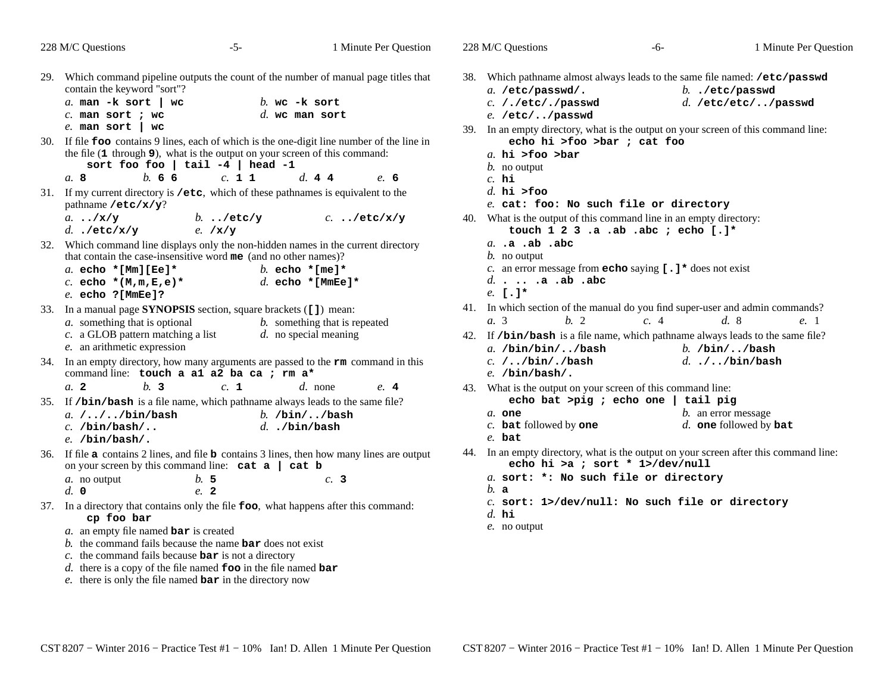29. Which command pipeline outputs the count of the number of manual page titles that contain the keyword "sort"?
   *a.* **man -k sort | wc**
   *b.* **wc -k sort**
   *c.* **man sort ; wc**
   *d.* **wc man sort**
   *e.* **man sort | wc**

30. If file **foo** contains 9 lines, each of which is the one-digit line number of the line in the file (**1** through **9**), what is the output on your screen of this command:
   **sort foo foo | tail -4 | head -1**
   *a.* **8**
   *b.* **6 6**
   *c.* **1 1**
   *d.* **4 4**
   *e.* **6**

31. If my current directory is **/etc**, which of these pathnames is equivalent to the pathname **/etc/x/y**?
   *a.* **../x/y**
   *b.* **../etc/y**
   *c.* **../etc/x/y**
   *d.* **./etc/x/y**
   *e.* **/x/y**

32. Which command line displays only the non-hidden names in the current directory that contain the case-insensitive word **me** (and no other names)?
   *a.* **echo *[Mm][Ee]***
   *b.* **echo *[me]***
   *c.* **echo *(M,m,E,e)***
   *d.* **echo *[MmEe]***
   *e.* **echo ?[MmEe]?**

33. In a manual page **SYNOPSIS** section, square brackets (**[]**) mean:
   *a.* something that is optional
   *b.* something that is repeated
   *c.* a GLOB pattern matching a list
   *d.* no special meaning
   *e.* an arithmetic expression

34. In an empty directory, how many arguments are passed to the **rm** command in this command line: **touch a a1 a2 ba ca ; rm a***
   *a.* **2**
   *b.* **3**
   *c.* **1**
   *d.* none
   *e.* **4**

35. If **/bin/bash** is a file name, which pathname always leads to the same file?
   *a.* **/../../bin/bash**
   *b.* **/bin/../bash**
   *c.* **/bin/bash/..**
   *d.* **./bin/bash**
   *e.* **/bin/bash/.**

36. If file **a** contains 2 lines, and file **b** contains 3 lines, then how many lines are output on your screen by this command line: **cat a | cat b**
   *a.* no output
   *b.* **5**
   *c.* **3**
   *d.* **0**
   *e.* **2**

37. In a directory that contains only the file **foo**, what happens after this command:
   **cp foo bar**
   *a.* an empty file named **bar** is created
   *b.* the command fails because the name **bar** does not exist
   *c.* the command fails because **bar** is not a directory
   *d.* there is a copy of the file named **foo** in the file named **bar**
   *e.* there is only the file named **bar** in the directory now

38. Which pathname almost always leads to the same file named: **/etc/passwd**
   *a.* **/etc/passwd/.**
   *b.* **./etc/passwd**
   *c.* **/./etc/./passwd**
   *d.* **/etc/etc/../passwd**
   *e.* **/etc/../passwd**

39. In an empty directory, what is the output on your screen of this command line:
   **echo hi >foo >bar ; cat foo**
   *a.* **hi >foo >bar**
   *b.* no output
   *c.* **hi**
   *d.* **hi >foo**
   *e.* **cat: foo: No such file or directory**

40. What is the output of this command line in an empty directory:
   **touch 1 2 3 .a .ab .abc ; echo [.]***
   *a.* **.a .ab .abc**
   *b.* no output
   *c.* an error message from **echo** saying **[.]*** does not exist
   *d.* **. .. .a .ab .abc**
   *e.* **[.]***

41. In which section of the manual do you find super-user and admin commands?
   *a.* 3
   *b.* 2
   *c.* 4
   *d.* 8
   *e.* 1

42. If **/bin/bash** is a file name, which pathname always leads to the same file?
   *a.* **/bin/bin/../bash**
   *b.* **/bin/../bash**
   *c.* **/../bin/./bash**
   *d.* **./../bin/bash**
   *e.* **/bin/bash/.**

43. What is the output on your screen of this command line:
   **echo bat >pig ; echo one | tail pig**
   *a.* **one**
   *b.* an error message
   *c.* **bat** followed by **one**
   *d.* **one** followed by **bat**
   *e.* **bat**

44. In an empty directory, what is the output on your screen after this command line:
   **echo hi >a ; sort * 1>/dev/null**
   *a.* **sort: *: No such file or directory**
   *b.* **a**
   *c.* **sort: 1>/dev/null: No such file or directory**
   *d.* **hi**
   *e.* no output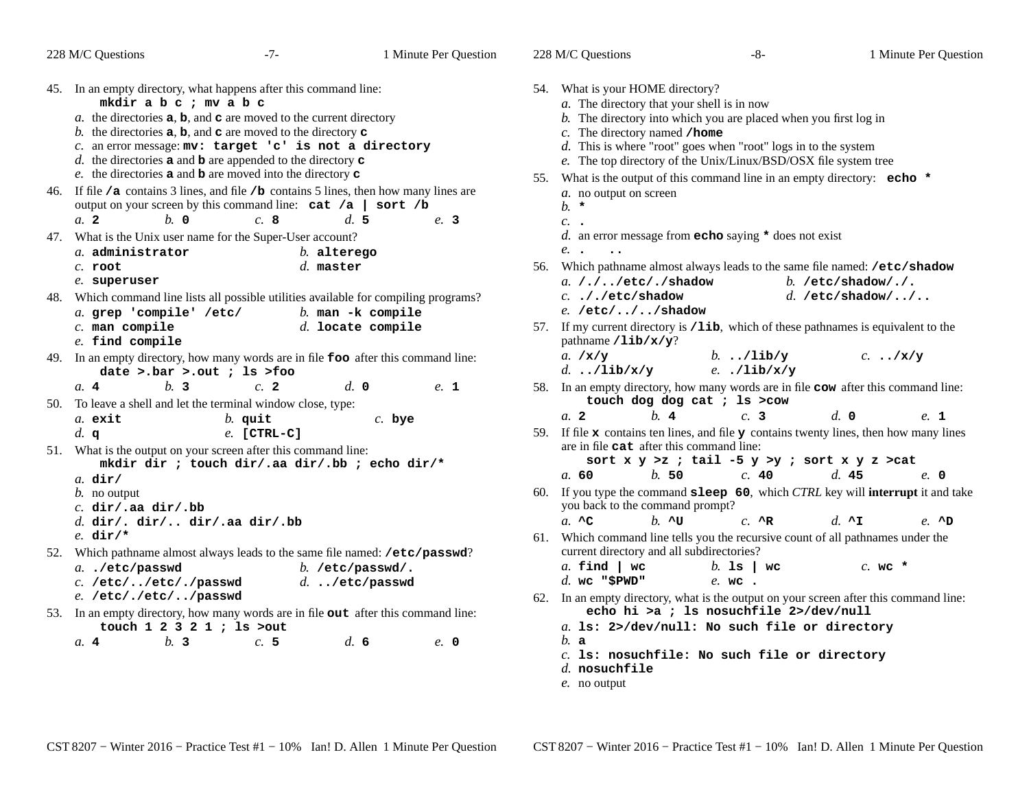45. In an empty directory, what happens after this command line:
    **`mkdir a b c ; mv a b c`**
    *a.* the directories **`a`**, **`b`**, and **`c`** are moved to the current directory
    *b.* the directories **`a`**, **`b`**, and **`c`** are moved to the directory **`c`**
    *c.* an error message: **`mv: target 'c' is not a directory`**
    *d.* the directories **`a`** and **`b`** are appended to the directory **`c`**
    *e.* the directories **`a`** and **`b`** are moved into the directory **`c`**

46. If file **`/a`** contains 3 lines, and file **`/b`** contains 5 lines, then how many lines are output on your screen by this command line: **`cat /a | sort /b`**
    *a.* **`2`** *b.* **`0`** *c.* **`8`** *d.* **`5`** *e.* **`3`**

47. What is the Unix user name for the Super-User account?
    *a.* **`administrator`** *b.* **`alterego`**
    *c.* **`root`** *d.* **`master`**
    *e.* **`superuser`**

48. Which command line lists all possible utilities available for compiling programs?
    *a.* **`grep 'compile' /etc/`** *b.* **`man -k compile`**
    *c.* **`man compile`** *d.* **`locate compile`**
    *e.* **`find compile`**

49. In an empty directory, how many words are in file **`foo`** after this command line:
    **`date >.bar >.out ; ls >foo`**
    *a.* **`4`** *b.* **`3`** *c.* **`2`** *d.* **`0`** *e.* **`1`**

50. To leave a shell and let the terminal window close, type:
    *a.* **`exit`** *b.* **`quit`** *c.* **`bye`**
    *d.* **`q`** *e.* **`[CTRL-C]`**

51. What is the output on your screen after this command line:
    **`mkdir dir ; touch dir/.aa dir/.bb ; echo dir/*`**
    *a.* **`dir/`**
    *b.* no output
    *c.* **`dir/.aa dir/.bb`**
    *d.* **`dir/. dir/.. dir/.aa dir/.bb`**
    *e.* **`dir/*`**

52. Which pathname almost always leads to the same file named: **`/etc/passwd`**?
    *a.* **`./etc/passwd`** *b.* **`/etc/passwd/.`**
    *c.* **`/etc/../etc/./passwd`** *d.* **`../etc/passwd`**
    *e.* **`/etc/./etc/../passwd`**

53. In an empty directory, how many words are in file **`out`** after this command line:
    **`touch 1 2 3 2 1 ; ls >out`**
    *a.* **`4`** *b.* **`3`** *c.* **`5`** *d.* **`6`** *e.* **`0`**

54. What is your HOME directory?
    *a.* The directory that your shell is in now
    *b.* The directory into which you are placed when you first log in
    *c.* The directory named **`/home`**
    *d.* This is where "root" goes when "root" logs in to the system
    *e.* The top directory of the Unix/Linux/BSD/OSX file system tree

55. What is the output of this command line in an empty directory: **`echo *`**
    *a.* no output on screen
    *b.* **`*`**
    *c.* **`.`**
    *d.* an error message from **`echo`** saying **`*`** does not exist
    *e.* **`.   ..`**

56. Which pathname almost always leads to the same file named: **`/etc/shadow`**
    *a.* **`/./../etc/./shadow`** *b.* **`/etc/shadow/./.`**
    *c.* **`././etc/shadow`** *d.* **`/etc/shadow/../..`**
    *e.* **`/etc/../../shadow`**

57. If my current directory is **`/lib`**, which of these pathnames is equivalent to the pathname **`/lib/x/y`**?
    *a.* **`/x/y`** *b.* **`../lib/y`** *c.* **`../x/y`**
    *d.* **`../lib/x/y`** *e.* **`./lib/x/y`**

58. In an empty directory, how many words are in file **`cow`** after this command line:
    **`touch dog dog cat ; ls >cow`**
    *a.* **`2`** *b.* **`4`** *c.* **`3`** *d.* **`0`** *e.* **`1`**

59. If file **`x`** contains ten lines, and file **`y`** contains twenty lines, then how many lines are in file **`cat`** after this command line:
    **`sort x y >z ; tail -5 y >y ; sort x y z >cat`**
    *a.* **`60`** *b.* **`50`** *c.* **`40`** *d.* **`45`** *e.* **`0`**

60. If you type the command **`sleep 60`**, which *CTRL* key will **interrupt** it and take you back to the command prompt?
    *a.* **`^C`** *b.* **`^U`** *c.* **`^R`** *d.* **`^I`** *e.* **`^D`**

61. Which command line tells you the recursive count of all pathnames under the current directory and all subdirectories?
    *a.* **`find | wc`** *b.* **`ls | wc`** *c.* **`wc *`**
    *d.* **`wc "$PWD"`** *e.* **`wc .`**

62. In an empty directory, what is the output on your screen after this command line:
    **`echo hi >a ; ls nosuchfile 2>/dev/null`**
    *a.* **`ls: 2>/dev/null: No such file or directory`**
    *b.* **`a`**
    *c.* **`ls: nosuchfile: No such file or directory`**
    *d.* **`nosuchfile`**
    *e.* no output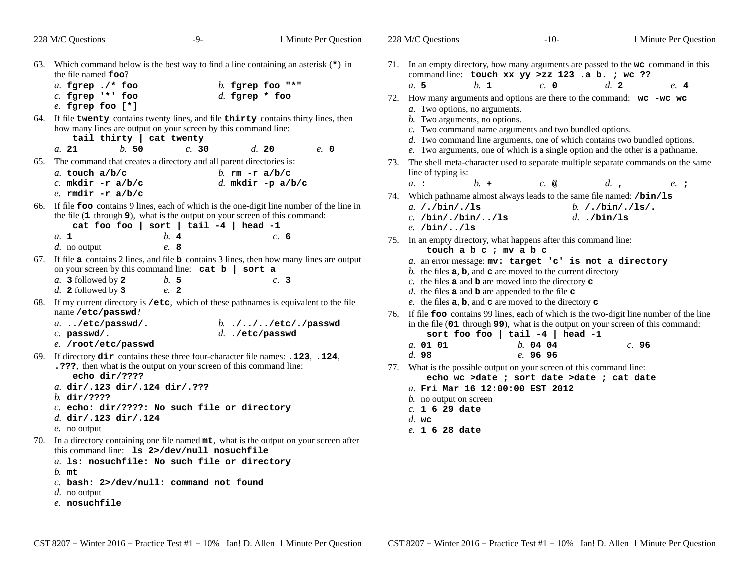63. Which command below is the best way to find a line containing an asterisk (**\***) in the file named **foo**?
    *a.* **fgrep ./\* foo** *b.* **fgrep foo "\*"**
    *c.* **fgrep '\*' foo** *d.* **fgrep \* foo**
    *e.* **fgrep foo [\*]**

64. If file **twenty** contains twenty lines, and file **thirty** contains thirty lines, then how many lines are output on your screen by this command line:
    **tail thirty | cat twenty**
    *a.* **21** *b.* **50** *c.* **30** *d.* **20** *e.* **0**

65. The command that creates a directory and all parent directories is:
    *a.* **touch a/b/c** *b.* **rm -r a/b/c**
    *c.* **mkdir -r a/b/c** *d.* **mkdir -p a/b/c**
    *e.* **rmdir -r a/b/c**

66. If file **foo** contains 9 lines, each of which is the one-digit line number of the line in the file (**1** through **9**), what is the output on your screen of this command:
    **cat foo foo | sort | tail -4 | head -1**
    *a.* **1** *b.* **4** *c.* **6**
    *d.* no output *e.* **8**

67. If file **a** contains 2 lines, and file **b** contains 3 lines, then how many lines are output on your screen by this command line: **cat b | sort a**
    *a.* **3** followed by **2** *b.* **5** *c.* **3**
    *d.* **2** followed by **3** *e.* **2**

68. If my current directory is **/etc**, which of these pathnames is equivalent to the file name **/etc/passwd**?
    *a.* **../etc/passwd/.** *b.* **./../../etc/./passwd**
    *c.* **passwd/.** *d.* **./etc/passwd**
    *e.* **/root/etc/passwd**

69. If directory **dir** contains these three four-character file names: **.123**, **.124**, **.???**, then what is the output on your screen of this command line:
    **echo dir/????**
    *a.* **dir/.123 dir/.124 dir/.???**
    *b.* **dir/????**
    *c.* **echo: dir/????: No such file or directory**
    *d.* **dir/.123 dir/.124**
    *e.* no output

70. In a directory containing one file named **mt**, what is the output on your screen after this command line: **ls 2>/dev/null nosuchfile**
    *a.* **ls: nosuchfile: No such file or directory**
    *b.* **mt**
    *c.* **bash: 2>/dev/null: command not found**
    *d.* no output
    *e.* **nosuchfile**

71. In an empty directory, how many arguments are passed to the **wc** command in this command line: **touch xx yy >zz 123 .a b. ; wc ??**
    *a.* **5** *b.* **1** *c.* **0** *d.* **2** *e.* **4**

72. How many arguments and options are there to the command: **wc -wc wc**
    *a.* Two options, no arguments.
    *b.* Two arguments, no options.
    *c.* Two command name arguments and two bundled options.
    *d.* Two command line arguments, one of which contains two bundled options.
    *e.* Two arguments, one of which is a single option and the other is a pathname.

73. The shell meta-character used to separate multiple separate commands on the same line of typing is:
    *a.* **:** *b.* **+** *c.* **@** *d.* **,** *e.* **;**

74. Which pathname almost always leads to the same file named: **/bin/ls**
    *a.* **/./bin/./ls** *b.* **/./bin/./ls/.**
    *c.* **/bin/./bin/../ls** *d.* **./bin/ls**
    *e.* **/bin/../ls**

75. In an empty directory, what happens after this command line:
    **touch a b c ; mv a b c**
    *a.* an error message: **mv: target 'c' is not a directory**
    *b.* the files **a**, **b**, and **c** are moved to the current directory
    *c.* the files **a** and **b** are moved into the directory **c**
    *d.* the files **a** and **b** are appended to the file **c**
    *e.* the files **a**, **b**, and **c** are moved to the directory **c**

76. If file **foo** contains 99 lines, each of which is the two-digit line number of the line in the file (**01** through **99**), what is the output on your screen of this command:
    **sort foo foo | tail -4 | head -1**
    *a.* **01 01** *b.* **04 04** *c.* **96**
    *d.* **98** *e.* **96 96**

77. What is the possible output on your screen of this command line:
    **echo wc >date ; sort date >date ; cat date**
    *a.* **Fri Mar 16 12:00:00 EST 2012**
    *b.* no output on screen
    *c.* **1 6 29 date**
    *d.* **wc**
    *e.* **1 6 28 date**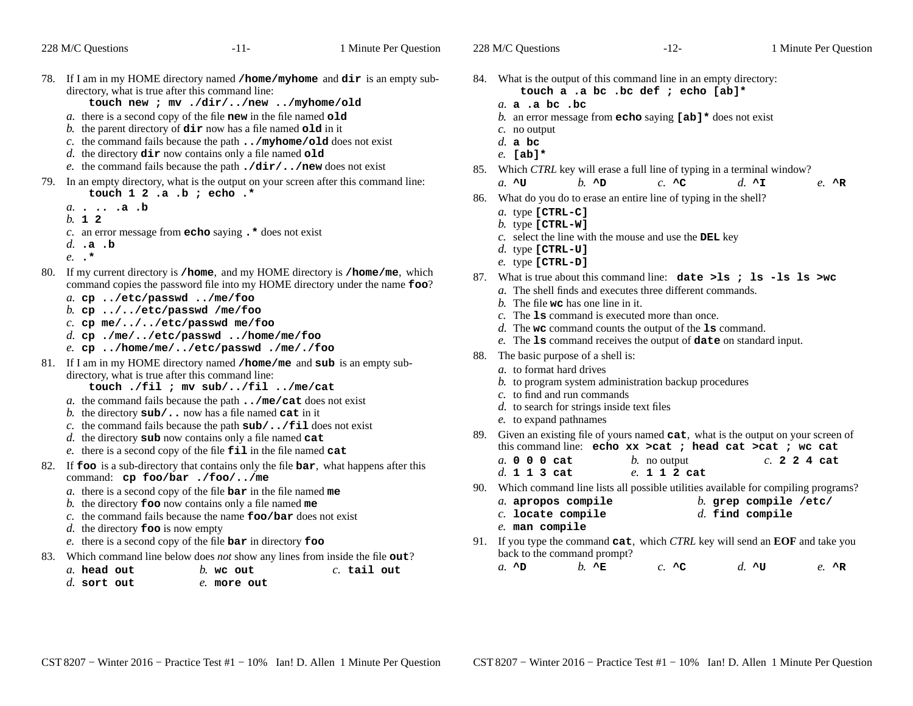78. If I am in my HOME directory named **/home/myhome** and **dir** is an empty sub-directory, what is true after this command line:
    **touch new ; mv ./dir/../new ../myhome/old**
    *a.* there is a second copy of the file **new** in the file named **old**
    *b.* the parent directory of **dir** now has a file named **old** in it
    *c.* the command fails because the path **../myhome/old** does not exist
    *d.* the directory **dir** now contains only a file named **old**
    *e.* the command fails because the path **./dir/../new** does not exist

79. In an empty directory, what is the output on your screen after this command line:
    **touch 1 2 .a .b ; echo .***
    *a.* **. .. .a .b**
    *b.* **1 2**
    *c.* an error message from **echo** saying **.*** does not exist
    *d.* **.a .b**
    *e.* **.***

80. If my current directory is **/home**, and my HOME directory is **/home/me**, which command copies the password file into my HOME directory under the name **foo**?
    *a.* **cp ../etc/passwd ../me/foo**
    *b.* **cp ../../etc/passwd /me/foo**
    *c.* **cp me/../../etc/passwd me/foo**
    *d.* **cp ./me/../etc/passwd ../home/me/foo**
    *e.* **cp ../home/me/../etc/passwd ./me/./foo**

81. If I am in my HOME directory named **/home/me** and **sub** is an empty sub-directory, what is true after this command line:
    **touch ./fil ; mv sub/../fil ../me/cat**
    *a.* the command fails because the path **../me/cat** does not exist
    *b.* the directory **sub/..** now has a file named **cat** in it
    *c.* the command fails because the path **sub/../fil** does not exist
    *d.* the directory **sub** now contains only a file named **cat**
    *e.* there is a second copy of the file **fil** in the file named **cat**

82. If **foo** is a sub-directory that contains only the file **bar**, what happens after this command: **cp foo/bar ./foo/../me**
    *a.* there is a second copy of the file **bar** in the file named **me**
    *b.* the directory **foo** now contains only a file named **me**
    *c.* the command fails because the name **foo/bar** does not exist
    *d.* the directory **foo** is now empty
    *e.* there is a second copy of the file **bar** in directory **foo**

83. Which command line below does *not* show any lines from inside the file **out**?
    *a.* **head out** *b.* **wc out** *c.* **tail out**
    *d.* **sort out** *e.* **more out**

84. What is the output of this command line in an empty directory:
    **touch a .a bc .bc def ; echo [ab]***
    *a.* **a .a bc .bc**
    *b.* an error message from **echo** saying **[ab]*** does not exist
    *c.* no output
    *d.* **a bc**
    *e.* **[ab]***

85. Which *CTRL* key will erase a full line of typing in a terminal window?
    *a.* **^U** *b.* **^D** *c.* **^C** *d.* **^I** *e.* **^R**

86. What do you do to erase an entire line of typing in the shell?
    *a.* type **[CTRL-C]**
    *b.* type **[CTRL-W]**
    *c.* select the line with the mouse and use the **DEL** key
    *d.* type **[CTRL-U]**
    *e.* type **[CTRL-D]**

87. What is true about this command line: **date >ls ; ls -ls ls >wc**
    *a.* The shell finds and executes three different commands.
    *b.* The file **wc** has one line in it.
    *c.* The **ls** command is executed more than once.
    *d.* The **wc** command counts the output of the **ls** command.
    *e.* The **ls** command receives the output of **date** on standard input.

88. The basic purpose of a shell is:
    *a.* to format hard drives
    *b.* to program system administration backup procedures
    *c.* to find and run commands
    *d.* to search for strings inside text files
    *e.* to expand pathnames

89. Given an existing file of yours named **cat**, what is the output on your screen of this command line: **echo xx >cat ; head cat >cat ; wc cat**
    *a.* **0 0 0 cat** *b.* no output *c.* **2 2 4 cat**
    *d.* **1 1 3 cat** *e.* **1 1 2 cat**

90. Which command line lists all possible utilities available for compiling programs?
    *a.* **apropos compile** *b.* **grep compile /etc/**
    *c.* **locate compile** *d.* **find compile**
    *e.* **man compile**

91. If you type the command **cat**, which *CTRL* key will send an **EOF** and take you back to the command prompt?
    *a.* **^D** *b.* **^E** *c.* **^C** *d.* **^U** *e.* **^R**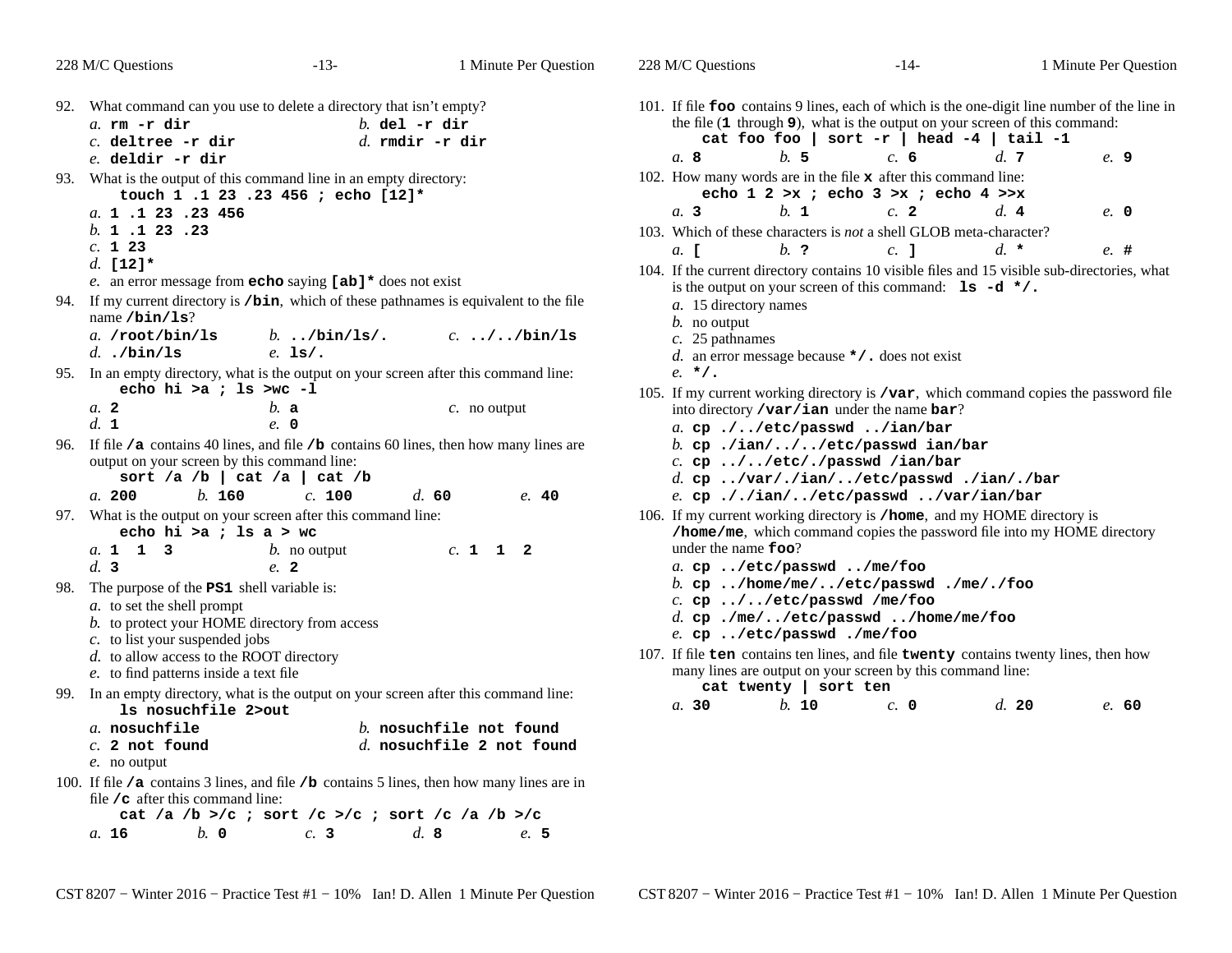92. What command can you use to delete a directory that isn't empty?
   *a.* **`rm -r dir`** *b.* **`del -r dir`**
   *c.* **`deltree -r dir`** *d.* **`rmdir -r dir`**
   *e.* **`deldir -r dir`**

93. What is the output of this command line in an empty directory:
   **`touch 1 .1 23 .23 456 ; echo [12]*`**
   *a.* **`1 .1 23 .23 456`**
   *b.* **`1 .1 23 .23`**
   *c.* **`1 23`**
   *d.* **`[12]*`**
   *e.* an error message from **`echo`** saying **`[ab]*`** does not exist

94. If my current directory is **`/bin`**, which of these pathnames is equivalent to the file name **`/bin/ls`**?
   *a.* **`/root/bin/ls`** *b.* **`../bin/ls/.`** *c.* **`../../bin/ls`**
   *d.* **`./bin/ls`** *e.* **`ls/.`**

95. In an empty directory, what is the output on your screen after this command line:
   **`echo hi >a ; ls >wc -l`**
   *a.* **`2`** *b.* **`a`** *c.* no output
   *d.* **`1`** *e.* **`0`**

96. If file **`/a`** contains 40 lines, and file **`/b`** contains 60 lines, then how many lines are output on your screen by this command line:
   **`sort /a /b | cat /a | cat /b`**
   *a.* **`200`** *b.* **`160`** *c.* **`100`** *d.* **`60`** *e.* **`40`**

97. What is the output on your screen after this command line:
   **`echo hi >a ; ls a > wc`**
   *a.* **`1 1 3`** *b.* no output *c.* **`1 1 2`**
   *d.* **`3`** *e.* **`2`**

98. The purpose of the **`PS1`** shell variable is:
   *a.* to set the shell prompt
   *b.* to protect your HOME directory from access
   *c.* to list your suspended jobs
   *d.* to allow access to the ROOT directory
   *e.* to find patterns inside a text file

99. In an empty directory, what is the output on your screen after this command line:
   **`ls nosuchfile 2>out`**
   *a.* **`nosuchfile`** *b.* **`nosuchfile not found`**
   *c.* **`2 not found`** *d.* **`nosuchfile 2 not found`**
   *e.* no output

100. If file **`/a`** contains 3 lines, and file **`/b`** contains 5 lines, then how many lines are in file **`/c`** after this command line:
   **`cat /a /b >/c ; sort /c >/c ; sort /c /a /b >/c`**
   *a.* **`16`** *b.* **`0`** *c.* **`3`** *d.* **`8`** *e.* **`5`**

101. If file **`foo`** contains 9 lines, each of which is the one-digit line number of the line in the file (**`1`** through **`9`**), what is the output on your screen of this command:
   **`cat foo foo | sort -r | head -4 | tail -1`**
   *a.* **`8`** *b.* **`5`** *c.* **`6`** *d.* **`7`** *e.* **`9`**

102. How many words are in the file **`x`** after this command line:
   **`echo 1 2 >x ; echo 3 >x ; echo 4 >>x`**
   *a.* **`3`** *b.* **`1`** *c.* **`2`** *d.* **`4`** *e.* **`0`**

103. Which of these characters is *not* a shell GLOB meta-character?
   *a.* **`[`** *b.* **`?`** *c.* **`]`** *d.* **`*`** *e.* **`#`**

104. If the current directory contains 10 visible files and 15 visible sub-directories, what is the output on your screen of this command: **`ls -d */.`**
   *a.* 15 directory names
   *b.* no output
   *c.* 25 pathnames
   *d.* an error message because **`*/.`** does not exist
   *e.* **`*/.`**

105. If my current working directory is **`/var`**, which command copies the password file into directory **`/var/ian`** under the name **`bar`**?
   *a.* **`cp ./../etc/passwd ../ian/bar`**
   *b.* **`cp ./ian/../../etc/passwd ian/bar`**
   *c.* **`cp ../../etc/./passwd /ian/bar`**
   *d.* **`cp ../var/./ian/../etc/passwd ./ian/./bar`**
   *e.* **`cp ././ian/../etc/passwd ../var/ian/bar`**

106. If my current working directory is **`/home`**, and my HOME directory is **`/home/me`**, which command copies the password file into my HOME directory under the name **`foo`**?
   *a.* **`cp ../etc/passwd ../me/foo`**
   *b.* **`cp ../home/me/../etc/passwd ./me/./foo`**
   *c.* **`cp ../../etc/passwd /me/foo`**
   *d.* **`cp ./me/../etc/passwd ../home/me/foo`**
   *e.* **`cp ../etc/passwd ./me/foo`**

107. If file **`ten`** contains ten lines, and file **`twenty`** contains twenty lines, then how many lines are output on your screen by this command line:
   **`cat twenty | sort ten`**
   *a.* **`30`** *b.* **`10`** *c.* **`0`** *d.* **`20`** *e.* **`60`**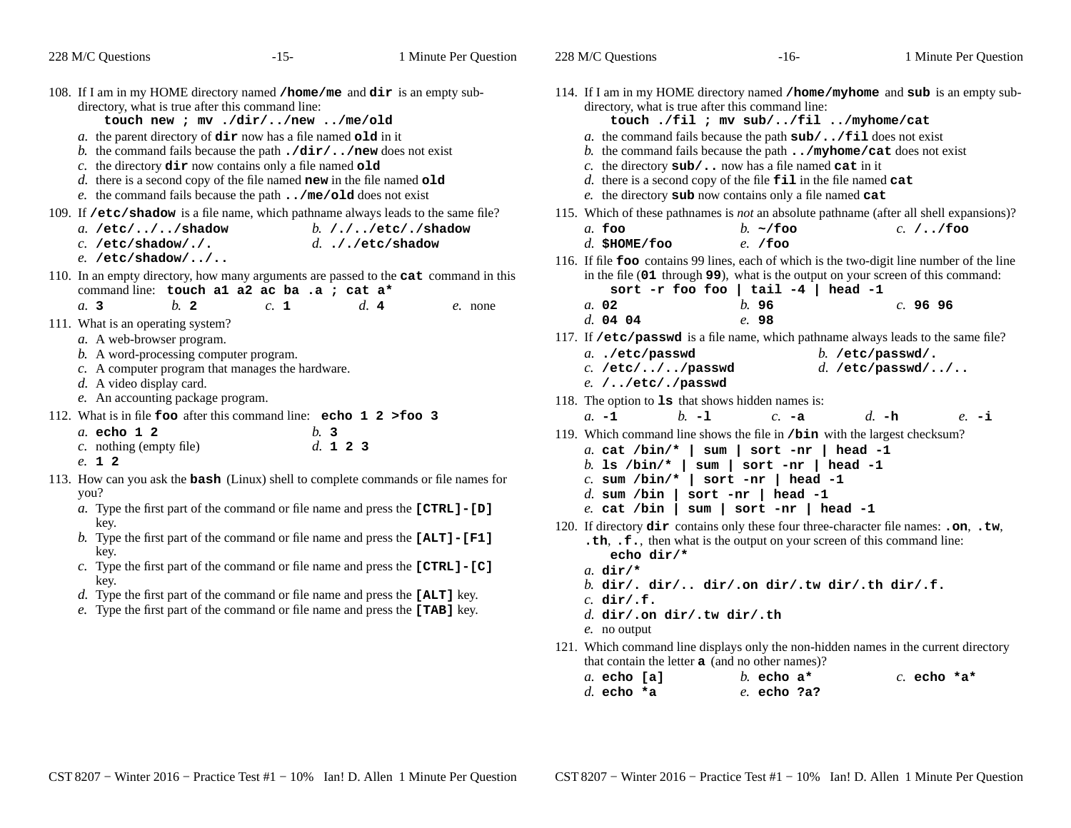108. If I am in my HOME directory named **/home/me** and **dir** is an empty sub-directory, what is true after this command line:
    **touch new ; mv ./dir/../new ../me/old**
    *a.* the parent directory of **dir** now has a file named **old** in it
    *b.* the command fails because the path **./dir/../new** does not exist
    *c.* the directory **dir** now contains only a file named **old**
    *d.* there is a second copy of the file named **new** in the file named **old**
    *e.* the command fails because the path **../me/old** does not exist

109. If **/etc/shadow** is a file name, which pathname always leads to the same file?
    *a.* **/etc/../../shadow**
    *b.* **/./../etc/./shadow**
    *c.* **/etc/shadow/./.**
    *d.* **./../etc/shadow**
    *e.* **/etc/shadow/../..**

110. In an empty directory, how many arguments are passed to the **cat** command in this command line: **touch a1 a2 ac ba .a ; cat a***
    *a.* **3**
    *b.* **2**
    *c.* **1**
    *d.* **4**
    *e.* none

111. What is an operating system?
    *a.* A web-browser program.
    *b.* A word-processing computer program.
    *c.* A computer program that manages the hardware.
    *d.* A video display card.
    *e.* An accounting package program.

112. What is in file **foo** after this command line: **echo 1 2 >foo 3**
    *a.* **echo 1 2**
    *b.* **3**
    *c.* nothing (empty file)
    *d.* **1 2 3**
    *e.* **1 2**

113. How can you ask the **bash** (Linux) shell to complete commands or file names for you?
    *a.* Type the first part of the command or file name and press the **[CTRL]-[D]** key.
    *b.* Type the first part of the command or file name and press the **[ALT]-[F1]** key.
    *c.* Type the first part of the command or file name and press the **[CTRL]-[C]** key.
    *d.* Type the first part of the command or file name and press the **[ALT]** key.
    *e.* Type the first part of the command or file name and press the **[TAB]** key.

114. If I am in my HOME directory named **/home/myhome** and **sub** is an empty sub-directory, what is true after this command line:
    **touch ./fil ; mv sub/../fil ../myhome/cat**
    *a.* the command fails because the path **sub/../fil** does not exist
    *b.* the command fails because the path **../myhome/cat** does not exist
    *c.* the directory **sub/..** now has a file named **cat** in it
    *d.* there is a second copy of the file **fil** in the file named **cat**
    *e.* the directory **sub** now contains only a file named **cat**

115. Which of these pathnames is *not* an absolute pathname (after all shell expansions)?
    *a.* **foo**
    *b.* **~/foo**
    *c.* **/../foo**
    *d.* **$HOME/foo**
    *e.* **/foo**

116. If file **foo** contains 99 lines, each of which is the two-digit line number of the line in the file (**01** through **99**), what is the output on your screen of this command:
    **sort -r foo foo | tail -4 | head -1**
    *a.* **02**
    *b.* **96**
    *c.* **96 96**
    *d.* **04 04**
    *e.* **98**

117. If **/etc/passwd** is a file name, which pathname always leads to the same file?
    *a.* **./etc/passwd**
    *b.* **/etc/passwd/.**
    *c.* **/etc/../../passwd**
    *d.* **/etc/passwd/../..**
    *e.* **/../etc/./passwd**

118. The option to **ls** that shows hidden names is:
    *a.* **-1**
    *b.* **-l**
    *c.* **-a**
    *d.* **-h**
    *e.* **-i**

119. Which command line shows the file in **/bin** with the largest checksum?
    *a.* **cat /bin/* | sum | sort -nr | head -1**
    *b.* **ls /bin/* | sum | sort -nr | head -1**
    *c.* **sum /bin/* | sort -nr | head -1**
    *d.* **sum /bin | sort -nr | head -1**
    *e.* **cat /bin | sum | sort -nr | head -1**

120. If directory **dir** contains only these four three-character file names: **.on**, **.tw**, **.th**, **.f.**, then what is the output on your screen of this command line:
    **echo dir/***
    *a.* **dir/***
    *b.* **dir/. dir/.. dir/.on dir/.tw dir/.th dir/.f.**
    *c.* **dir/.f.**
    *d.* **dir/.on dir/.tw dir/.th**
    *e.* no output

121. Which command line displays only the non-hidden names in the current directory that contain the letter **a** (and no other names)?
    *a.* **echo [a]**
    *b.* **echo a***
    *c.* **echo *a***
    *d.* **echo *a**
    *e.* **echo ?a?**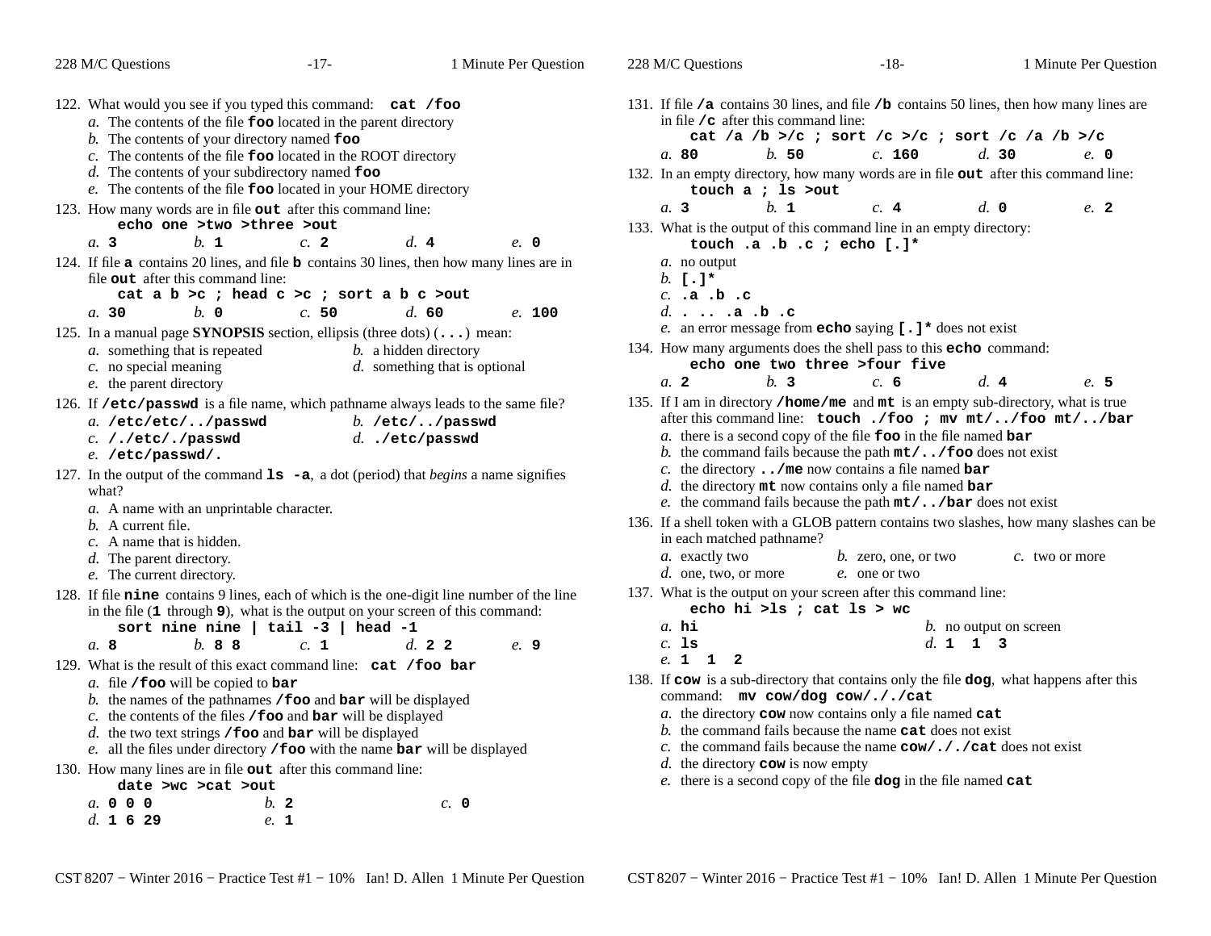122. What would you see if you typed this command: **cat /foo**
   *a.* The contents of the file **foo** located in the parent directory
   *b.* The contents of your directory named **foo**
   *c.* The contents of the file **foo** located in the ROOT directory
   *d.* The contents of your subdirectory named **foo**
   *e.* The contents of the file **foo** located in your HOME directory

123. How many words are in file **out** after this command line:
   **echo one >two >three >out**
   *a.* **3** *b.* **1** *c.* **2** *d.* **4** *e.* **0**

124. If file **a** contains 20 lines, and file **b** contains 30 lines, then how many lines are in file **out** after this command line:
   **cat a b >c ; head c >c ; sort a b c >out**
   *a.* **30** *b.* **0** *c.* **50** *d.* **60** *e.* **100**

125. In a manual page **SYNOPSIS** section, ellipsis (three dots) (**...**) mean:
   *a.* something that is repeated
   *b.* a hidden directory
   *c.* no special meaning
   *d.* something that is optional
   *e.* the parent directory

126. If **/etc/passwd** is a file name, which pathname always leads to the same file?
   *a.* **/etc/etc/../passwd**
   *b.* **/etc/../passwd**
   *c.* **/./etc/./passwd**
   *d.* **./etc/passwd**
   *e.* **/etc/passwd/.**

127. In the output of the command **ls -a**, a dot (period) that *begins* a name signifies what?
   *a.* A name with an unprintable character.
   *b.* A current file.
   *c.* A name that is hidden.
   *d.* The parent directory.
   *e.* The current directory.

128. If file **nine** contains 9 lines, each of which is the one-digit line number of the line in the file (**1** through **9**), what is the output on your screen of this command:
   **sort nine nine | tail -3 | head -1**
   *a.* **8** *b.* **8 8** *c.* **1** *d.* **2 2** *e.* **9**

129. What is the result of this exact command line: **cat /foo bar**
   *a.* file **/foo** will be copied to **bar**
   *b.* the names of the pathnames **/foo** and **bar** will be displayed
   *c.* the contents of the files **/foo** and **bar** will be displayed
   *d.* the two text strings **/foo** and **bar** will be displayed
   *e.* all the files under directory **/foo** with the name **bar** will be displayed

130. How many lines are in file **out** after this command line:
   **date >wc >cat >out**
   *a.* **0 0 0** *b.* **2** *c.* **0**
   *d.* **1 6 29** *e.* **1**

131. If file **/a** contains 30 lines, and file **/b** contains 50 lines, then how many lines are in file **/c** after this command line:
   **cat /a /b >/c ; sort /c >/c ; sort /c /a /b >/c**
   *a.* **80** *b.* **50** *c.* **160** *d.* **30** *e.* **0**

132. In an empty directory, how many words are in file **out** after this command line:
   **touch a ; ls >out**
   *a.* **3** *b.* **1** *c.* **4** *d.* **0** *e.* **2**

133. What is the output of this command line in an empty directory:
   **touch .a .b .c ; echo [.]***
   *a.* no output
   *b.* **[.]***
   *c.* **.a .b .c**
   *d.* **. .. .a .b .c**
   *e.* an error message from **echo** saying **[.]*** does not exist

134. How many arguments does the shell pass to this **echo** command:
   **echo one two three >four five**
   *a.* **2** *b.* **3** *c.* **6** *d.* **4** *e.* **5**

135. If I am in directory **/home/me** and **mt** is an empty sub-directory, what is true after this command line: **touch ./foo ; mv mt/../foo mt/../bar**
   *a.* there is a second copy of the file **foo** in the file named **bar**
   *b.* the command fails because the path **mt/../foo** does not exist
   *c.* the directory **../me** now contains a file named **bar**
   *d.* the directory **mt** now contains only a file named **bar**
   *e.* the command fails because the path **mt/../bar** does not exist

136. If a shell token with a GLOB pattern contains two slashes, how many slashes can be in each matched pathname?
   *a.* exactly two
   *b.* zero, one, or two
   *c.* two or more
   *d.* one, two, or more
   *e.* one or two

137. What is the output on your screen after this command line:
   **echo hi >ls ; cat ls > wc**
   *a.* **hi**
   *b.* no output on screen
   *c.* **ls**
   *d.* **1 1 3**
   *e.* **1 1 2**

138. If **cow** is a sub-directory that contains only the file **dog**, what happens after this command: **mv cow/dog cow/././cat**
   *a.* the directory **cow** now contains only a file named **cat**
   *b.* the command fails because the name **cat** does not exist
   *c.* the command fails because the name **cow/././cat** does not exist
   *d.* the directory **cow** is now empty
   *e.* there is a second copy of the file **dog** in the file named **cat**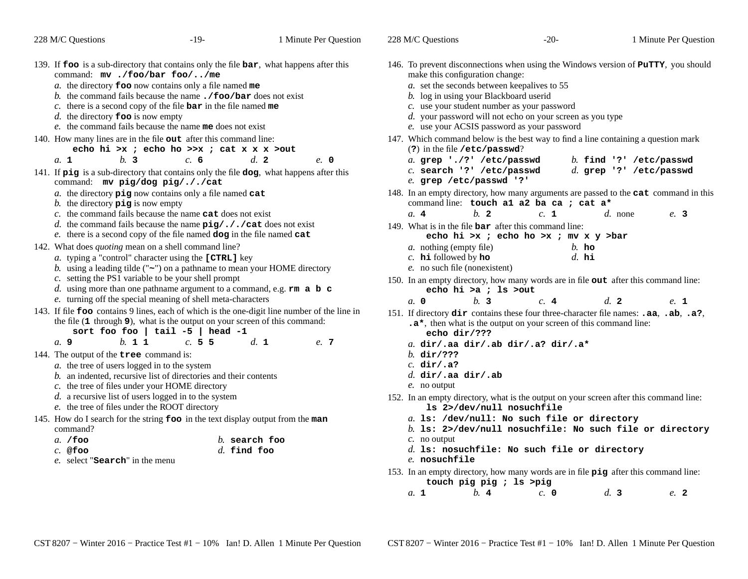139. If **foo** is a sub-directory that contains only the file **bar**, what happens after this command: **mv ./foo/bar foo/../me**
   *a.* the directory **foo** now contains only a file named **me**
   *b.* the command fails because the name **./foo/bar** does not exist
   *c.* there is a second copy of the file **bar** in the file named **me**
   *d.* the directory **foo** is now empty
   *e.* the command fails because the name **me** does not exist

140. How many lines are in the file **out** after this command line:
   **echo hi >x ; echo ho >>x ; cat x x x >out**
   *a.* **1** *b.* **3** *c.* **6** *d.* **2** *e.* **0**

141. If **pig** is a sub-directory that contains only the file **dog**, what happens after this command: **mv pig/dog pig/././cat**
   *a.* the directory **pig** now contains only a file named **cat**
   *b.* the directory **pig** is now empty
   *c.* the command fails because the name **cat** does not exist
   *d.* the command fails because the name **pig/././cat** does not exist
   *e.* there is a second copy of the file named **dog** in the file named **cat**

142. What does *quoting* mean on a shell command line?
   *a.* typing a "control" character using the **[CTRL]** key
   *b.* using a leading tilde ("**~**") on a pathname to mean your HOME directory
   *c.* setting the PS1 variable to be your shell prompt
   *d.* using more than one pathname argument to a command, e.g. **rm a b c**
   *e.* turning off the special meaning of shell meta-characters

143. If file **foo** contains 9 lines, each of which is the one-digit line number of the line in the file (**1** through **9**), what is the output on your screen of this command:
   **sort foo foo | tail -5 | head -1**
   *a.* **9** *b.* **1 1** *c.* **5 5** *d.* **1** *e.* **7**

144. The output of the **tree** command is:
   *a.* the tree of users logged in to the system
   *b.* an indented, recursive list of directories and their contents
   *c.* the tree of files under your HOME directory
   *d.* a recursive list of users logged in to the system
   *e.* the tree of files under the ROOT directory

145. How do I search for the string **foo** in the text display output from the **man** command?
   *a.* **/foo** *b.* **search foo**
   *c.* **@foo** *d.* **find foo**
   *e.* select "**Search**" in the menu

146. To prevent disconnections when using the Windows version of **PuTTY**, you should make this configuration change:
   *a.* set the seconds between keepalives to 55
   *b.* log in using your Blackboard userid
   *c.* use your student number as your password
   *d.* your password will not echo on your screen as you type
   *e.* use your ACSIS password as your password

147. Which command below is the best way to find a line containing a question mark (**?**) in the file **/etc/passwd**?
   *a.* **grep './?' /etc/passwd** *b.* **find '?' /etc/passwd**
   *c.* **search '?' /etc/passwd** *d.* **grep '?' /etc/passwd**
   *e.* **grep /etc/passwd '?'**

148. In an empty directory, how many arguments are passed to the **cat** command in this command line: **touch a1 a2 ba ca ; cat a\***
   *a.* **4** *b.* **2** *c.* **1** *d.* none *e.* **3**

149. What is in the file **bar** after this command line:
   **echo hi >x ; echo ho >x ; mv x y >bar**
   *a.* nothing (empty file) *b.* **ho**
   *c.* **hi** followed by **ho** *d.* **hi**
   *e.* no such file (nonexistent)

150. In an empty directory, how many words are in file **out** after this command line:
   **echo hi >a ; ls >out**
   *a.* **0** *b.* **3** *c.* **4** *d.* **2** *e.* **1**

151. If directory **dir** contains these four three-character file names: **.aa**, **.ab**, **.a?**, **.a\***, then what is the output on your screen of this command line:
   **echo dir/???**
   *a.* **dir/.aa dir/.ab dir/.a? dir/.a\***
   *b.* **dir/???**
   *c.* **dir/.a?**
   *d.* **dir/.aa dir/.ab**
   *e.* no output

152. In an empty directory, what is the output on your screen after this command line:
   **ls 2>/dev/null nosuchfile**
   *a.* **ls: /dev/null: No such file or directory**
   *b.* **ls: 2>/dev/null nosuchfile: No such file or directory**
   *c.* no output
   *d.* **ls: nosuchfile: No such file or directory**
   *e.* **nosuchfile**

153. In an empty directory, how many words are in file **pig** after this command line:
   **touch pig pig ; ls >pig**
   *a.* **1** *b.* **4** *c.* **0** *d.* **3** *e.* **2**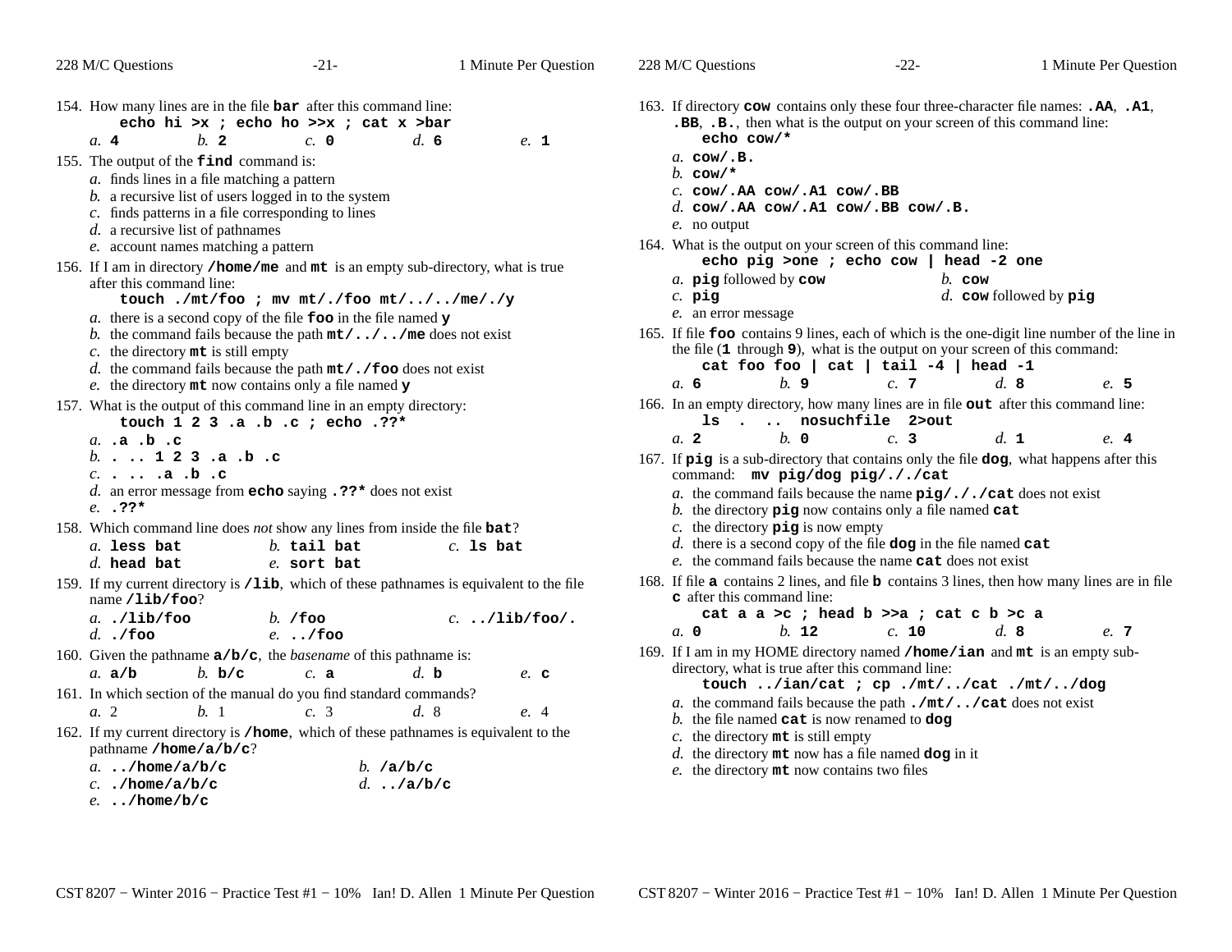154. How many lines are in the file **bar** after this command line:
    **echo hi >x ; echo ho >>x ; cat x >bar**

    *a.* **4** *b.* **2** *c.* **0** *d.* **6** *e.* **1**

155. The output of the **find** command is:
    *a.* finds lines in a file matching a pattern
    *b.* a recursive list of users logged in to the system
    *c.* finds patterns in a file corresponding to lines
    *d.* a recursive list of pathnames
    *e.* account names matching a pattern

156. If I am in directory **/home/me** and **mt** is an empty sub-directory, what is true after this command line:
    **touch ./mt/foo ; mv mt/./foo mt/../../me/./y**

    *a.* there is a second copy of the file **foo** in the file named **y**
    *b.* the command fails because the path **mt/../../me** does not exist
    *c.* the directory **mt** is still empty
    *d.* the command fails because the path **mt/./foo** does not exist
    *e.* the directory **mt** now contains only a file named **y**

157. What is the output of this command line in an empty directory:
    **touch 1 2 3 .a .b .c ; echo .??***

    *a.* **.a .b .c**
    *b.* **. .. 1 2 3 .a .b .c**
    *c.* **. .. .a .b .c**
    *d.* an error message from **echo** saying **.??*** does not exist
    *e.* **.??***

158. Which command line does *not* show any lines from inside the file **bat**?
    *a.* **less bat** *b.* **tail bat** *c.* **ls bat**
    *d.* **head bat** *e.* **sort bat**

159. If my current directory is **/lib**, which of these pathnames is equivalent to the file name **/lib/foo**?
    *a.* **./lib/foo** *b.* **/foo** *c.* **../lib/foo/.**
    *d.* **./foo** *e.* **../foo**

160. Given the pathname **a/b/c**, the *basename* of this pathname is:
    *a.* **a/b** *b.* **b/c** *c.* **a** *d.* **b** *e.* **c**

161. In which section of the manual do you find standard commands?
    *a.* 2 *b.* 1 *c.* 3 *d.* 8 *e.* 4

162. If my current directory is **/home**, which of these pathnames is equivalent to the pathname **/home/a/b/c**?
    *a.* **../home/a/b/c** *b.* **/a/b/c**
    *c.* **./home/a/b/c** *d.* **../a/b/c**
    *e.* **../home/b/c**

163. If directory **cow** contains only these four three-character file names: **.AA**, **.A1**, **.BB**, **.B.**, then what is the output on your screen of this command line:
    **echo cow/***

    *a.* **cow/.B.**
    *b.* **cow/***
    *c.* **cow/.AA cow/.A1 cow/.BB**
    *d.* **cow/.AA cow/.A1 cow/.BB cow/.B.**
    *e.* no output

164. What is the output on your screen of this command line:
    **echo pig >one ; echo cow | head -2 one**

    *a.* **pig** followed by **cow** *b.* **cow**
    *c.* **pig** *d.* **cow** followed by **pig**
    *e.* an error message

165. If file **foo** contains 9 lines, each of which is the one-digit line number of the line in the file (**1** through **9**), what is the output on your screen of this command:
    **cat foo foo | cat | tail -4 | head -1**

    *a.* **6** *b.* **9** *c.* **7** *d.* **8** *e.* **5**

166. In an empty directory, how many lines are in file **out** after this command line:
    **ls . .. nosuchfile 2>out**

    *a.* **2** *b.* **0** *c.* **3** *d.* **1** *e.* **4**

167. If **pig** is a sub-directory that contains only the file **dog**, what happens after this command: **mv pig/dog pig/././cat**
    *a.* the command fails because the name **pig/././cat** does not exist
    *b.* the directory **pig** now contains only a file named **cat**
    *c.* the directory **pig** is now empty
    *d.* there is a second copy of the file **dog** in the file named **cat**
    *e.* the command fails because the name **cat** does not exist

168. If file **a** contains 2 lines, and file **b** contains 3 lines, then how many lines are in file **c** after this command line:
    **cat a a >c ; head b >>a ; cat c b >c a**

    *a.* **0** *b.* **12** *c.* **10** *d.* **8** *e.* **7**

169. If I am in my HOME directory named **/home/ian** and **mt** is an empty sub-directory, what is true after this command line:
    **touch ../ian/cat ; cp ./mt/../cat ./mt/../dog**

    *a.* the command fails because the path **./mt/../cat** does not exist
    *b.* the file named **cat** is now renamed to **dog**
    *c.* the directory **mt** is still empty
    *d.* the directory **mt** now has a file named **dog** in it
    *e.* the directory **mt** now contains two files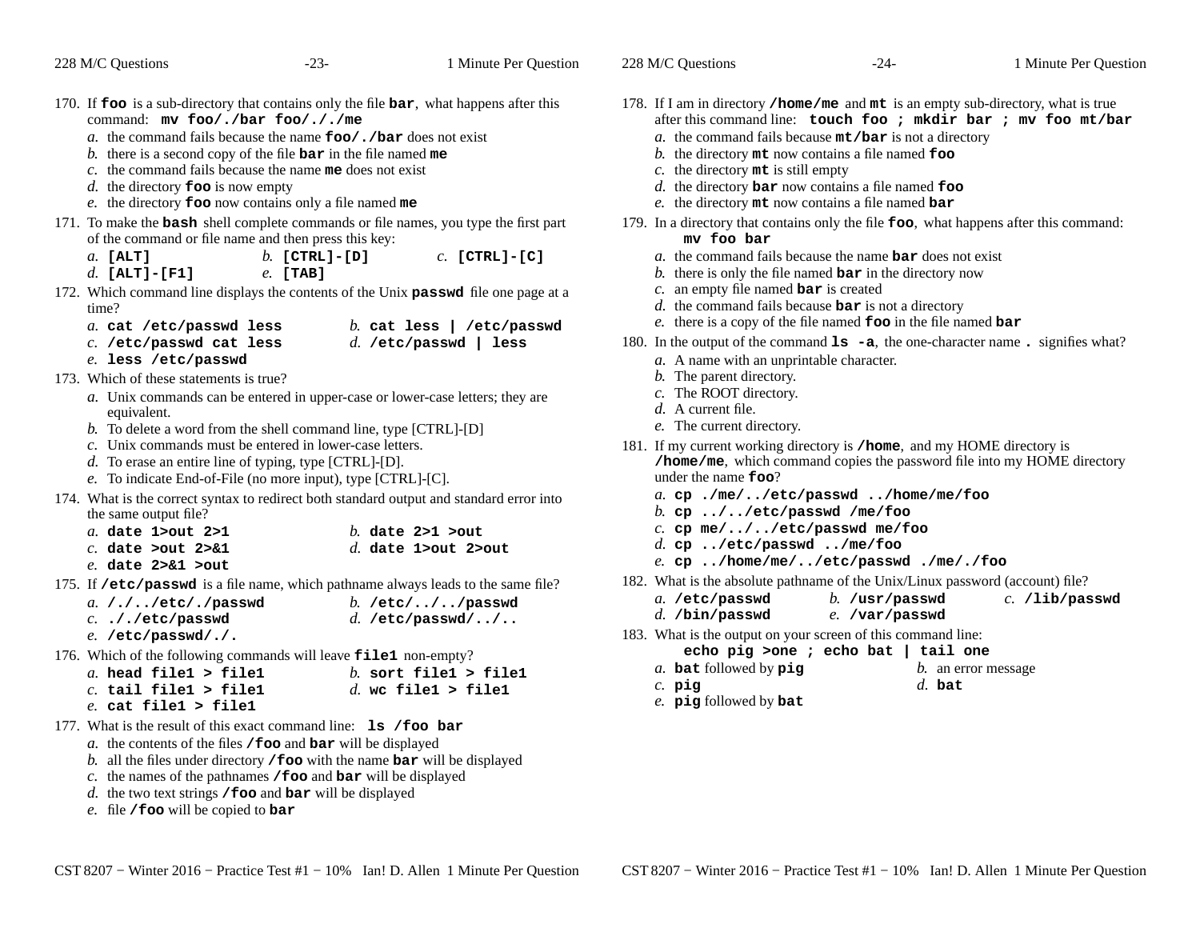170. If **foo** is a sub-directory that contains only the file **bar**, what happens after this command: **mv foo/./bar foo/././me**
    - *a.* the command fails because the name **foo/./bar** does not exist
    - *b.* there is a second copy of the file **bar** in the file named **me**
    - *c.* the command fails because the name **me** does not exist
    - *d.* the directory **foo** is now empty
    - *e.* the directory **foo** now contains only a file named **me**

171. To make the **bash** shell complete commands or file names, you type the first part of the command or file name and then press this key:
    - *a.* **[ALT]**
    - *b.* **[CTRL]-[D]**
    - *c.* **[CTRL]-[C]**
    - *d.* **[ALT]-[F1]**
    - *e.* **[TAB]**

172. Which command line displays the contents of the Unix **passwd** file one page at a time?
    - *a.* **cat /etc/passwd less**
    - *b.* **cat less | /etc/passwd**
    - *c.* **/etc/passwd cat less**
    - *d.* **/etc/passwd | less**
    - *e.* **less /etc/passwd**

173. Which of these statements is true?
    - *a.* Unix commands can be entered in upper-case or lower-case letters; they are equivalent.
    - *b.* To delete a word from the shell command line, type [CTRL]-[D]
    - *c.* Unix commands must be entered in lower-case letters.
    - *d.* To erase an entire line of typing, type [CTRL]-[D].
    - *e.* To indicate End-of-File (no more input), type [CTRL]-[C].

174. What is the correct syntax to redirect both standard output and standard error into the same output file?
    - *a.* **date 1>out 2>1**
    - *b.* **date 2>1 >out**
    - *c.* **date >out 2>&1**
    - *d.* **date 1>out 2>out**
    - *e.* **date 2>&1 >out**

175. If **/etc/passwd** is a file name, which pathname always leads to the same file?
    - *a.* **/./../etc/./passwd**
    - *b.* **/etc/../../passwd**
    - *c.* **././etc/passwd**
    - *d.* **/etc/passwd/../..**
    - *e.* **/etc/passwd/./.**

176. Which of the following commands will leave **file1** non-empty?
    - *a.* **head file1 > file1**
    - *b.* **sort file1 > file1**
    - *c.* **tail file1 > file1**
    - *d.* **wc file1 > file1**
    - *e.* **cat file1 > file1**

177. What is the result of this exact command line: **ls /foo bar**
    - *a.* the contents of the files **/foo** and **bar** will be displayed
    - *b.* all the files under directory **/foo** with the name **bar** will be displayed
    - *c.* the names of the pathnames **/foo** and **bar** will be displayed
    - *d.* the two text strings **/foo** and **bar** will be displayed
    - *e.* file **/foo** will be copied to **bar**

178. If I am in directory **/home/me** and **mt** is an empty sub-directory, what is true after this command line: **touch foo ; mkdir bar ; mv foo mt/bar**
    - *a.* the command fails because **mt/bar** is not a directory
    - *b.* the directory **mt** now contains a file named **foo**
    - *c.* the directory **mt** is still empty
    - *d.* the directory **bar** now contains a file named **foo**
    - *e.* the directory **mt** now contains a file named **bar**

179. In a directory that contains only the file **foo**, what happens after this command: **mv foo bar**
    - *a.* the command fails because the name **bar** does not exist
    - *b.* there is only the file named **bar** in the directory now
    - *c.* an empty file named **bar** is created
    - *d.* the command fails because **bar** is not a directory
    - *e.* there is a copy of the file named **foo** in the file named **bar**

180. In the output of the command **ls -a**, the one-character name **.** signifies what?
    - *a.* A name with an unprintable character.
    - *b.* The parent directory.
    - *c.* The ROOT directory.
    - *d.* A current file.
    - *e.* The current directory.

181. If my current working directory is **/home**, and my HOME directory is **/home/me**, which command copies the password file into my HOME directory under the name **foo**?
    - *a.* **cp ./me/../etc/passwd ../home/me/foo**
    - *b.* **cp ../../etc/passwd /me/foo**
    - *c.* **cp me/../../etc/passwd me/foo**
    - *d.* **cp ../etc/passwd ../me/foo**
    - *e.* **cp ../home/me/../etc/passwd ./me/./foo**

182. What is the absolute pathname of the Unix/Linux password (account) file?
    - *a.* **/etc/passwd**
    - *b.* **/usr/passwd**
    - *c.* **/lib/passwd**
    - *d.* **/bin/passwd**
    - *e.* **/var/passwd**

183. What is the output on your screen of this command line: **echo pig >one ; echo bat | tail one**
    - *a.* **bat** followed by **pig**
    - *b.* an error message
    - *c.* **pig**
    - *d.* **bat**
    - *e.* **pig** followed by **bat**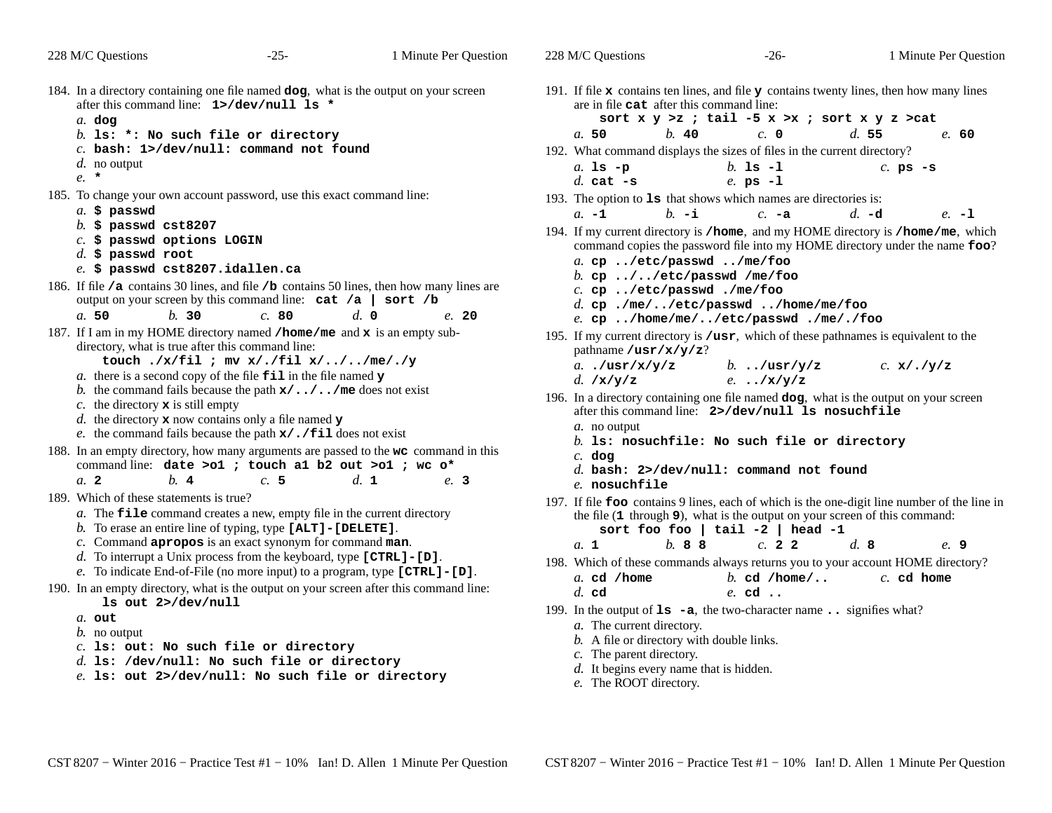184. In a directory containing one file named **`dog`**, what is the output on your screen after this command line: **`1>/dev/null ls *`**
   *a.* **`dog`**
   *b.* **`ls: *: No such file or directory`**
   *c.* **`bash: 1>/dev/null: command not found`**
   *d.* no output
   *e.* **`*`**

185. To change your own account password, use this exact command line:
   *a.* **`$ passwd`**
   *b.* **`$ passwd cst8207`**
   *c.* **`$ passwd options LOGIN`**
   *d.* **`$ passwd root`**
   *e.* **`$ passwd cst8207.idallen.ca`**

186. If file **`/a`** contains 30 lines, and file **`/b`** contains 50 lines, then how many lines are output on your screen by this command line: **`cat /a | sort /b`**
   *a.* **`50`** *b.* **`30`** *c.* **`80`** *d.* **`0`** *e.* **`20`**

187. If I am in my HOME directory named **`/home/me`** and **`x`** is an empty sub-directory, what is true after this command line:
   **`touch ./x/fil ; mv x/./fil x/../../me/./y`**
   *a.* there is a second copy of the file **`fil`** in the file named **`y`**
   *b.* the command fails because the path **`x/../../me`** does not exist
   *c.* the directory **`x`** is still empty
   *d.* the directory **`x`** now contains only a file named **`y`**
   *e.* the command fails because the path **`x/./fil`** does not exist

188. In an empty directory, how many arguments are passed to the **`wc`** command in this command line: **`date >o1 ; touch a1 b2 out >o1 ; wc o*`**
   *a.* **`2`** *b.* **`4`** *c.* **`5`** *d.* **`1`** *e.* **`3`**

189. Which of these statements is true?
   *a.* The **`file`** command creates a new, empty file in the current directory
   *b.* To erase an entire line of typing, type **`[ALT]-[DELETE]`**.
   *c.* Command **`apropos`** is an exact synonym for command **`man`**.
   *d.* To interrupt a Unix process from the keyboard, type **`[CTRL]-[D]`**.
   *e.* To indicate End-of-File (no more input) to a program, type **`[CTRL]-[D]`**.

190. In an empty directory, what is the output on your screen after this command line:
   **`ls out 2>/dev/null`**
   *a.* **`out`**
   *b.* no output
   *c.* **`ls: out: No such file or directory`**
   *d.* **`ls: /dev/null: No such file or directory`**
   *e.* **`ls: out 2>/dev/null: No such file or directory`**

191. If file **`x`** contains ten lines, and file **`y`** contains twenty lines, then how many lines are in file **`cat`** after this command line:
   **`sort x y >z ; tail -5 x >x ; sort x y z >cat`**
   *a.* **`50`** *b.* **`40`** *c.* **`0`** *d.* **`55`** *e.* **`60`**

192. What command displays the sizes of files in the current directory?
   *a.* **`ls -p`** *b.* **`ls -l`** *c.* **`ps -s`**
   *d.* **`cat -s`** *e.* **`ps -l`**

193. The option to **`ls`** that shows which names are directories is:
   *a.* **`-1`** *b.* **`-i`** *c.* **`-a`** *d.* **`-d`** *e.* **`-l`**

194. If my current directory is **`/home`**, and my HOME directory is **`/home/me`**, which command copies the password file into my HOME directory under the name **`foo`**?
   *a.* **`cp ../etc/passwd ../me/foo`**
   *b.* **`cp ../../etc/passwd /me/foo`**
   *c.* **`cp ../etc/passwd ./me/foo`**
   *d.* **`cp ./me/../etc/passwd ../home/me/foo`**
   *e.* **`cp ../home/me/../etc/passwd ./me/./foo`**

195. If my current directory is **`/usr`**, which of these pathnames is equivalent to the pathname **`/usr/x/y/z`**?
   *a.* **`./usr/x/y/z`** *b.* **`../usr/y/z`** *c.* **`x/./y/z`**
   *d.* **`/x/y/z`** *e.* **`../x/y/z`**

196. In a directory containing one file named **`dog`**, what is the output on your screen after this command line: **`2>/dev/null ls nosuchfile`**
   *a.* no output
   *b.* **`ls: nosuchfile: No such file or directory`**
   *c.* **`dog`**
   *d.* **`bash: 2>/dev/null: command not found`**
   *e.* **`nosuchfile`**

197. If file **`foo`** contains 9 lines, each of which is the one-digit line number of the line in the file (**`1`** through **`9`**), what is the output on your screen of this command:
   **`sort foo foo | tail -2 | head -1`**
   *a.* **`1`** *b.* **`8 8`** *c.* **`2 2`** *d.* **`8`** *e.* **`9`**

198. Which of these commands always returns you to your account HOME directory?
   *a.* **`cd /home`** *b.* **`cd /home/..`** *c.* **`cd home`**
   *d.* **`cd`** *e.* **`cd ..`**

199. In the output of **`ls -a`**, the two-character name **`..`** signifies what?
   *a.* The current directory.
   *b.* A file or directory with double links.
   *c.* The parent directory.
   *d.* It begins every name that is hidden.
   *e.* The ROOT directory.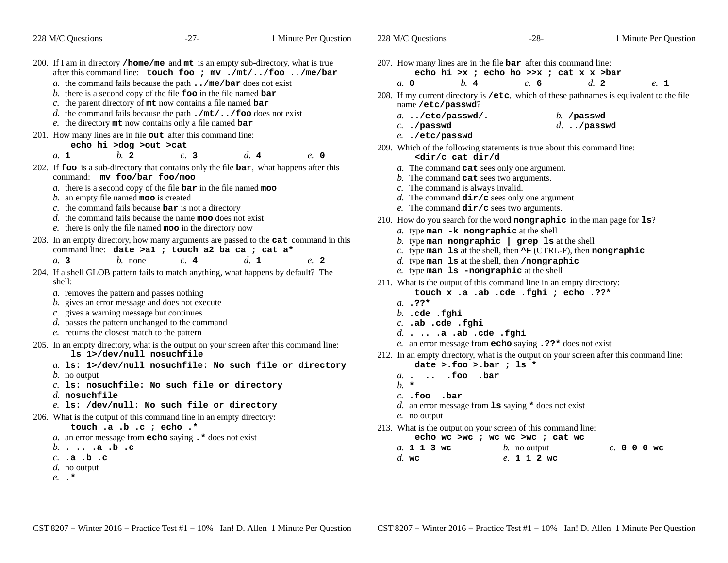200. If I am in directory **/home/me** and **mt** is an empty sub-directory, what is true after this command line: **touch foo ; mv ./mt/../foo ../me/bar**
   *a.* the command fails because the path **../me/bar** does not exist
   *b.* there is a second copy of the file **foo** in the file named **bar**
   *c.* the parent directory of **mt** now contains a file named **bar**
   *d.* the command fails because the path **./mt/../foo** does not exist
   *e.* the directory **mt** now contains only a file named **bar**

201. How many lines are in file **out** after this command line:
   **echo hi >dog >out >cat**
   *a.* **1** *b.* **2** *c.* **3** *d.* **4** *e.* **0**

202. If **foo** is a sub-directory that contains only the file **bar**, what happens after this command: **mv foo/bar foo/moo**
   *a.* there is a second copy of the file **bar** in the file named **moo**
   *b.* an empty file named **moo** is created
   *c.* the command fails because **bar** is not a directory
   *d.* the command fails because the name **moo** does not exist
   *e.* there is only the file named **moo** in the directory now

203. In an empty directory, how many arguments are passed to the **cat** command in this command line: **date >a1 ; touch a2 ba ca ; cat a***
   *a.* **3** *b.* none *c.* **4** *d.* **1** *e.* **2**

204. If a shell GLOB pattern fails to match anything, what happens by default? The shell:
   *a.* removes the pattern and passes nothing
   *b.* gives an error message and does not execute
   *c.* gives a warning message but continues
   *d.* passes the pattern unchanged to the command
   *e.* returns the closest match to the pattern

205. In an empty directory, what is the output on your screen after this command line:
   **ls 1>/dev/null nosuchfile**
   *a.* **ls: 1>/dev/null nosuchfile: No such file or directory**
   *b.* no output
   *c.* **ls: nosuchfile: No such file or directory**
   *d.* **nosuchfile**
   *e.* **ls: /dev/null: No such file or directory**

206. What is the output of this command line in an empty directory:
   **touch .a .b .c ; echo .***
   *a.* an error message from **echo** saying **.*** does not exist
   *b.* **. .. .a .b .c**
   *c.* **.a .b .c**
   *d.* no output
   *e.* **.***

207. How many lines are in the file **bar** after this command line:
   **echo hi >x ; echo ho >>x ; cat x x >bar**
   *a.* **0** *b.* **4** *c.* **6** *d.* **2** *e.* **1**

208. If my current directory is **/etc**, which of these pathnames is equivalent to the file name **/etc/passwd**?
   *a.* **../etc/passwd/.**
   *b.* **/passwd**
   *c.* **./passwd**
   *d.* **../passwd**
   *e.* **./etc/passwd**

209. Which of the following statements is true about this command line:
   **<dir/c cat dir/d**
   *a.* The command **cat** sees only one argument.
   *b.* The command **cat** sees two arguments.
   *c.* The command is always invalid.
   *d.* The command **dir/c** sees only one argument
   *e.* The command **dir/c** sees two arguments.

210. How do you search for the word **nongraphic** in the man page for **ls**?
   *a.* type **man -k nongraphic** at the shell
   *b.* type **man nongraphic | grep ls** at the shell
   *c.* type **man ls** at the shell, then **^F** (CTRL-F), then **nongraphic**
   *d.* type **man ls** at the shell, then **/nongraphic**
   *e.* type **man ls -nongraphic** at the shell

211. What is the output of this command line in an empty directory:
   **touch x .a .ab .cde .fghi ; echo .??***
   *a.* **.??***
   *b.* **.cde .fghi**
   *c.* **.ab .cde .fghi**
   *d.* **. .. .a .ab .cde .fghi**
   *e.* an error message from **echo** saying **.??*** does not exist

212. In an empty directory, what is the output on your screen after this command line:
   **date >.foo >.bar ; ls ***
   *a.* **. .. .foo .bar**
   *b.* *****
   *c.* **.foo .bar**
   *d.* an error message from **ls** saying ***** does not exist
   *e.* no output

213. What is the output on your screen of this command line:
   **echo wc >wc ; wc wc >wc ; cat wc**
   *a.* **1 1 3 wc**
   *b.* no output
   *c.* **0 0 0 wc**
   *d.* **wc**
   *e.* **1 1 2 wc**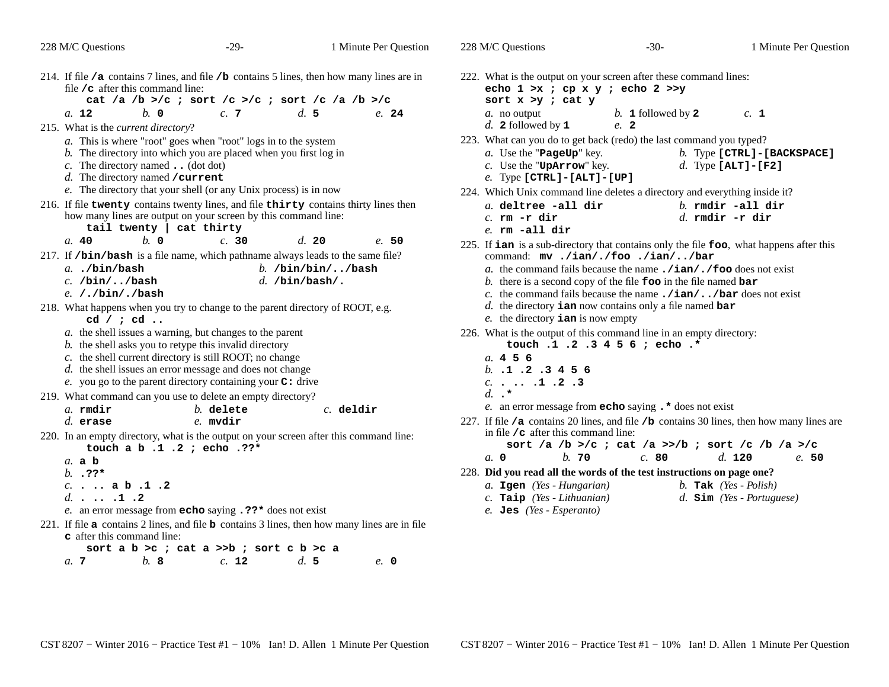214. If file **/a** contains 7 lines, and file **/b** contains 5 lines, then how many lines are in file **/c** after this command line:
    **cat /a /b >/c ; sort /c >/c ; sort /c /a /b >/c**

*a.* **12** *b.* **0** *c.* **7** *d.* **5** *e.* **24**

215. What is the *current directory*?

*a.* This is where "root" goes when "root" logs in to the system
*b.* The directory into which you are placed when you first log in
*c.* The directory named **..** (dot dot)
*d.* The directory named **/current**
*e.* The directory that your shell (or any Unix process) is in now

216. If file **twenty** contains twenty lines, and file **thirty** contains thirty lines then how many lines are output on your screen by this command line:
    **tail twenty | cat thirty**

*a.* **40** *b.* **0** *c.* **30** *d.* **20** *e.* **50**

217. If **/bin/bash** is a file name, which pathname always leads to the same file?

*a.* **./bin/bash** *b.* **/bin/bin/../bash**
*c.* **/bin/../bash** *d.* **/bin/bash/.**
*e.* **/./bin/./bash**

218. What happens when you try to change to the parent directory of ROOT, e.g.
    **cd / ; cd ..**

*a.* the shell issues a warning, but changes to the parent
*b.* the shell asks you to retype this invalid directory
*c.* the shell current directory is still ROOT; no change
*d.* the shell issues an error message and does not change
*e.* you go to the parent directory containing your **C:** drive

219. What command can you use to delete an empty directory?

*a.* **rmdir** *b.* **delete** *c.* **deldir**
*d.* **erase** *e.* **mvdir**

220. In an empty directory, what is the output on your screen after this command line:
    **touch a b .1 .2 ; echo .??***

*a.* **a b**
*b.* **.??***
*c.* **. .. a b .1 .2**
*d.* **. .. .1 .2**
*e.* an error message from **echo** saying **.??*** does not exist

221. If file **a** contains 2 lines, and file **b** contains 3 lines, then how many lines are in file **c** after this command line:
    **sort a b >c ; cat a >>b ; sort c b >c a**

*a.* **7** *b.* **8** *c.* **12** *d.* **5** *e.* **0**

222. What is the output on your screen after these command lines:
    **echo 1 >x ; cp x y ; echo 2 >>y**
    **sort x >y ; cat y**

*a.* no output *b.* **1** followed by **2** *c.* **1**
*d.* **2** followed by **1** *e.* **2**

223. What can you do to get back (redo) the last command you typed?

*a.* Use the "**PageUp**" key. *b.* Type **[CTRL]-[BACKSPACE]**
*c.* Use the "**UpArrow**" key. *d.* Type **[ALT]-[F2]**
*e.* Type **[CTRL]-[ALT]-[UP]**

224. Which Unix command line deletes a directory and everything inside it?

*a.* **deltree -all dir** *b.* **rmdir -all dir**
*c.* **rm -r dir** *d.* **rmdir -r dir**
*e.* **rm -all dir**

225. If **ian** is a sub-directory that contains only the file **foo**, what happens after this command: **mv ./ian/./foo ./ian/../bar**

*a.* the command fails because the name **./ian/./foo** does not exist
*b.* there is a second copy of the file **foo** in the file named **bar**
*c.* the command fails because the name **./ian/../bar** does not exist
*d.* the directory **ian** now contains only a file named **bar**
*e.* the directory **ian** is now empty

226. What is the output of this command line in an empty directory:
    **touch .1 .2 .3 4 5 6 ; echo .***

*a.* **4 5 6**
*b.* **.1 .2 .3 4 5 6**
*c.* **. .. .1 .2 .3**
*d.* **.***
*e.* an error message from **echo** saying **.*** does not exist

227. If file **/a** contains 20 lines, and file **/b** contains 30 lines, then how many lines are in file **/c** after this command line:
    **sort /a /b >/c ; cat /a >>/b ; sort /c /b /a >/c**

*a.* **0** *b.* **70** *c.* **80** *d.* **120** *e.* **50**

228. **Did you read all the words of the test instructions on page one?**

*a.* **Igen** *(Yes - Hungarian)* *b.* **Tak** *(Yes - Polish)*
*c.* **Taip** *(Yes - Lithuanian)* *d.* **Sim** *(Yes - Portuguese)*
*e.* **Jes** *(Yes - Esperanto)*